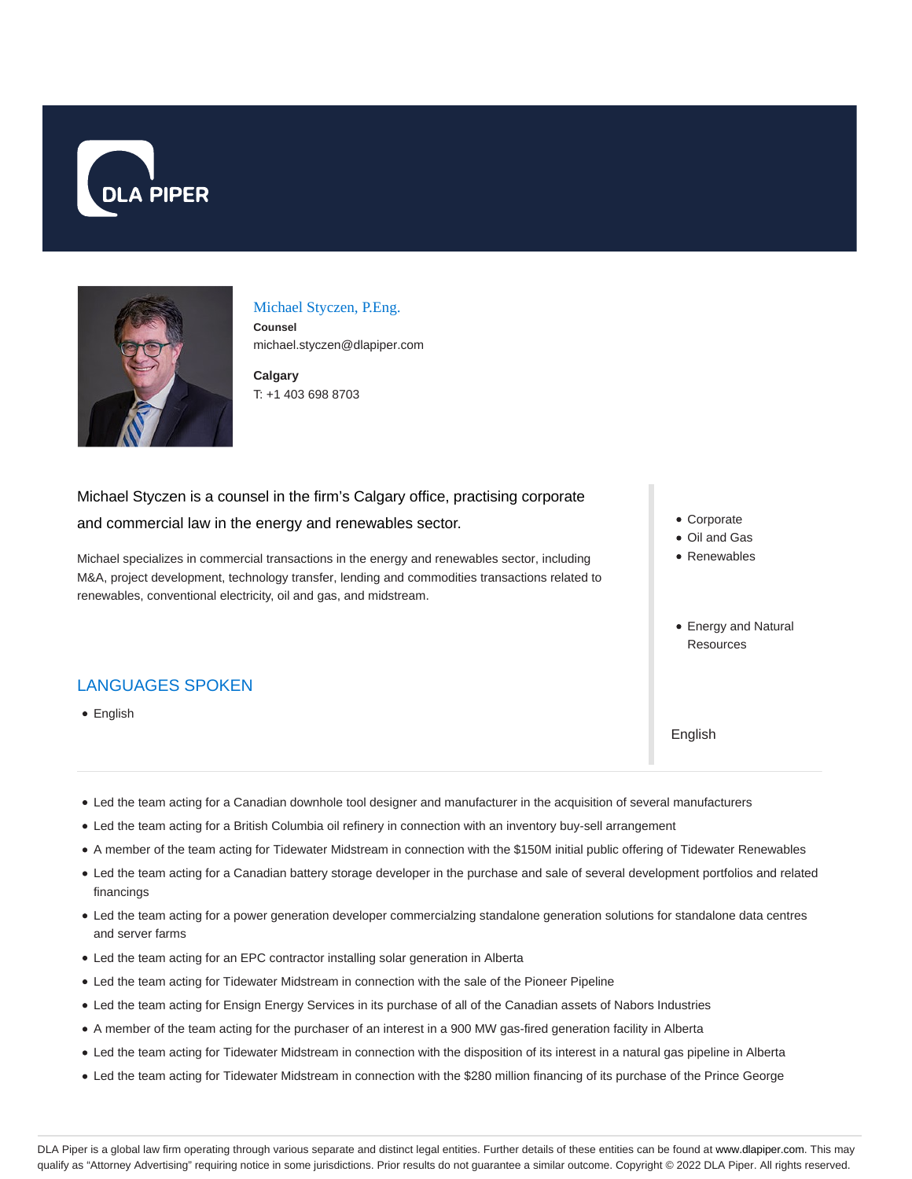DLA PIPER

## Michael Styczen, P.Eng.

**Counsel**
michael.styczen@dlapiper.com

**Calgary**
T: +1 403 698 8703

Michael Styczen is a counsel in the firm's Calgary office, practising corporate and commercial law in the energy and renewables sector.

Michael specializes in commercial transactions in the energy and renewables sector, including M&A, project development, technology transfer, lending and commodities transactions related to renewables, conventional electricity, oil and gas, and midstream.

- Corporate
- Oil and Gas
- Renewables

- Energy and Natural Resources

## LANGUAGES SPOKEN

- English

English

- Led the team acting for a Canadian downhole tool designer and manufacturer in the acquisition of several manufacturers
- Led the team acting for a British Columbia oil refinery in connection with an inventory buy-sell arrangement
- A member of the team acting for Tidewater Midstream in connection with the $150M initial public offering of Tidewater Renewables
- Led the team acting for a Canadian battery storage developer in the purchase and sale of several development portfolios and related financings
- Led the team acting for a power generation developer commercialzing standalone generation solutions for standalone data centres and server farms
- Led the team acting for an EPC contractor installing solar generation in Alberta
- Led the team acting for Tidewater Midstream in connection with the sale of the Pioneer Pipeline
- Led the team acting for Ensign Energy Services in its purchase of all of the Canadian assets of Nabors Industries
- A member of the team acting for the purchaser of an interest in a 900 MW gas-fired generation facility in Alberta
- Led the team acting for Tidewater Midstream in connection with the disposition of its interest in a natural gas pipeline in Alberta
- Led the team acting for Tidewater Midstream in connection with the $280 million financing of its purchase of the Prince George

DLA Piper is a global law firm operating through various separate and distinct legal entities. Further details of these entities can be found at www.dlapiper.com. This may qualify as "Attorney Advertising" requiring notice in some jurisdictions. Prior results do not guarantee a similar outcome. Copyright © 2022 DLA Piper. All rights reserved.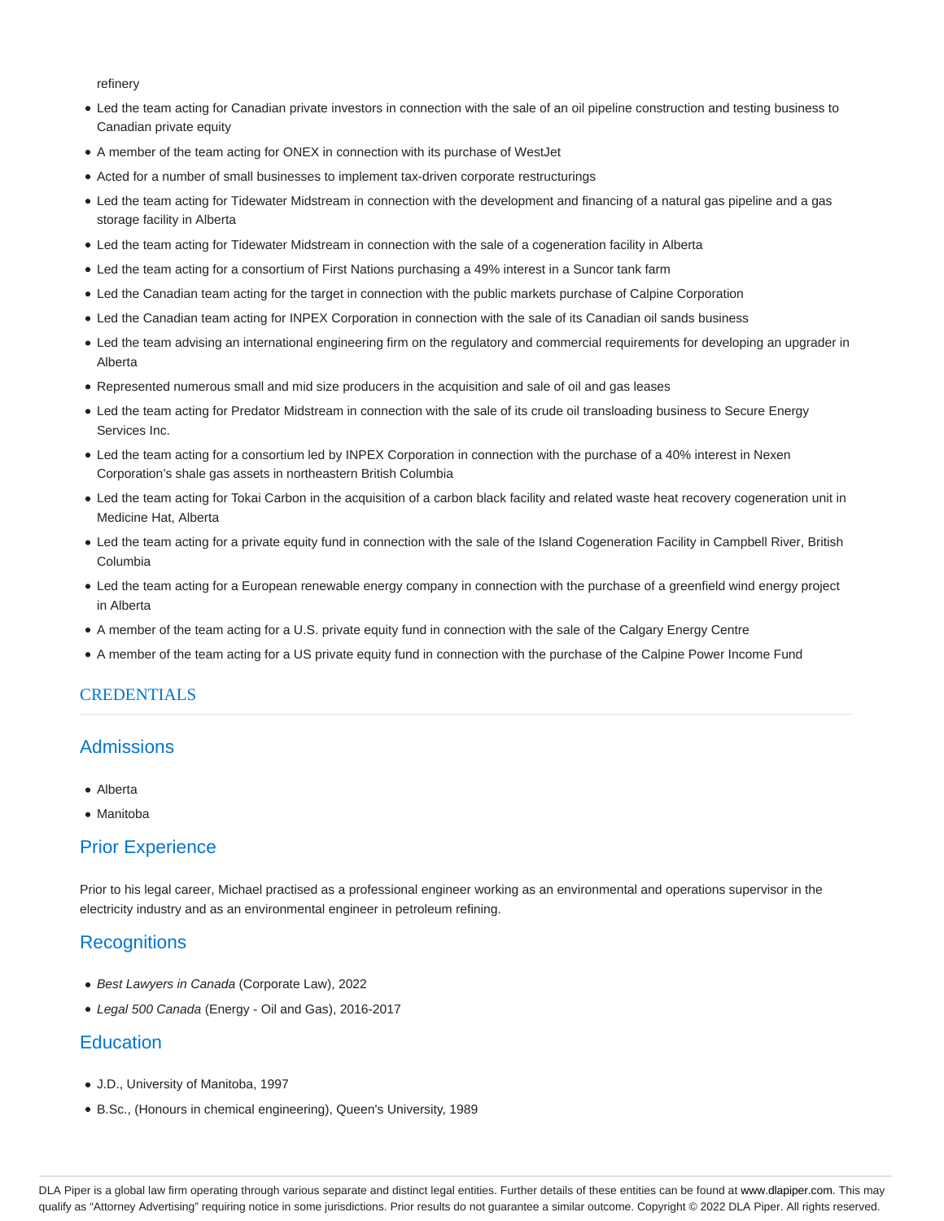refinery

- Led the team acting for Canadian private investors in connection with the sale of an oil pipeline construction and testing business to Canadian private equity
- A member of the team acting for ONEX in connection with its purchase of WestJet
- Acted for a number of small businesses to implement tax-driven corporate restructurings
- Led the team acting for Tidewater Midstream in connection with the development and financing of a natural gas pipeline and a gas storage facility in Alberta
- Led the team acting for Tidewater Midstream in connection with the sale of a cogeneration facility in Alberta
- Led the team acting for a consortium of First Nations purchasing a 49% interest in a Suncor tank farm
- Led the Canadian team acting for the target in connection with the public markets purchase of Calpine Corporation
- Led the Canadian team acting for INPEX Corporation in connection with the sale of its Canadian oil sands business
- Led the team advising an international engineering firm on the regulatory and commercial requirements for developing an upgrader in Alberta
- Represented numerous small and mid size producers in the acquisition and sale of oil and gas leases
- Led the team acting for Predator Midstream in connection with the sale of its crude oil transloading business to Secure Energy Services Inc.
- Led the team acting for a consortium led by INPEX Corporation in connection with the purchase of a 40% interest in Nexen Corporation's shale gas assets in northeastern British Columbia
- Led the team acting for Tokai Carbon in the acquisition of a carbon black facility and related waste heat recovery cogeneration unit in Medicine Hat, Alberta
- Led the team acting for a private equity fund in connection with the sale of the Island Cogeneration Facility in Campbell River, British Columbia
- Led the team acting for a European renewable energy company in connection with the purchase of a greenfield wind energy project in Alberta
- A member of the team acting for a U.S. private equity fund in connection with the sale of the Calgary Energy Centre
- A member of the team acting for a US private equity fund in connection with the purchase of the Calpine Power Income Fund

## CREDENTIALS

### Admissions

- Alberta
- Manitoba

### Prior Experience

Prior to his legal career, Michael practised as a professional engineer working as an environmental and operations supervisor in the electricity industry and as an environmental engineer in petroleum refining.

### Recognitions

- *Best Lawyers in Canada* (Corporate Law), 2022
- *Legal 500 Canada* (Energy - Oil and Gas), 2016-2017

### Education

- J.D., University of Manitoba, 1997
- B.Sc., (Honours in chemical engineering), Queen's University, 1989

DLA Piper is a global law firm operating through various separate and distinct legal entities. Further details of these entities can be found at www.dlapiper.com. This may qualify as "Attorney Advertising" requiring notice in some jurisdictions. Prior results do not guarantee a similar outcome. Copyright © 2022 DLA Piper. All rights reserved.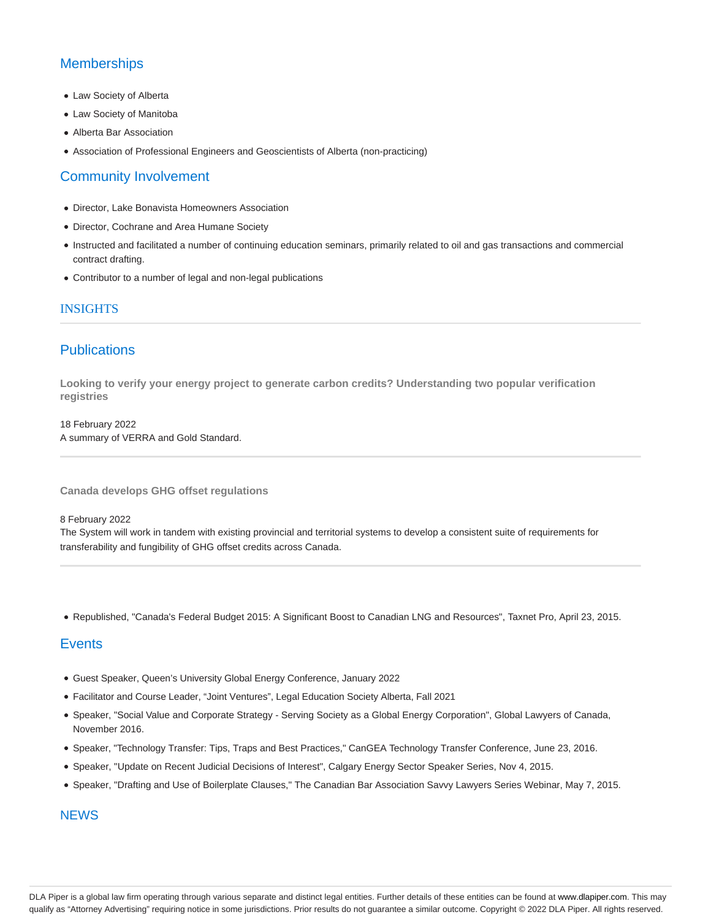## Memberships

- Law Society of Alberta
- Law Society of Manitoba
- Alberta Bar Association
- Association of Professional Engineers and Geoscientists of Alberta (non-practicing)

## Community Involvement

- Director, Lake Bonavista Homeowners Association
- Director, Cochrane and Area Humane Society
- Instructed and facilitated a number of continuing education seminars, primarily related to oil and gas transactions and commercial contract drafting.
- Contributor to a number of legal and non-legal publications

## INSIGHTS

## Publications

**Looking to verify your energy project to generate carbon credits? Understanding two popular verification registries**

18 February 2022
A summary of VERRA and Gold Standard.

---

**Canada develops GHG offset regulations**

8 February 2022
The System will work in tandem with existing provincial and territorial systems to develop a consistent suite of requirements for transferability and fungibility of GHG offset credits across Canada.

---

- Republished, "Canada's Federal Budget 2015: A Significant Boost to Canadian LNG and Resources", Taxnet Pro, April 23, 2015.

## Events

- Guest Speaker, Queen's University Global Energy Conference, January 2022
- Facilitator and Course Leader, "Joint Ventures", Legal Education Society Alberta, Fall 2021
- Speaker, "Social Value and Corporate Strategy - Serving Society as a Global Energy Corporation", Global Lawyers of Canada, November 2016.
- Speaker, "Technology Transfer: Tips, Traps and Best Practices," CanGEA Technology Transfer Conference, June 23, 2016.
- Speaker, "Update on Recent Judicial Decisions of Interest", Calgary Energy Sector Speaker Series, Nov 4, 2015.
- Speaker, "Drafting and Use of Boilerplate Clauses," The Canadian Bar Association Savvy Lawyers Series Webinar, May 7, 2015.

## NEWS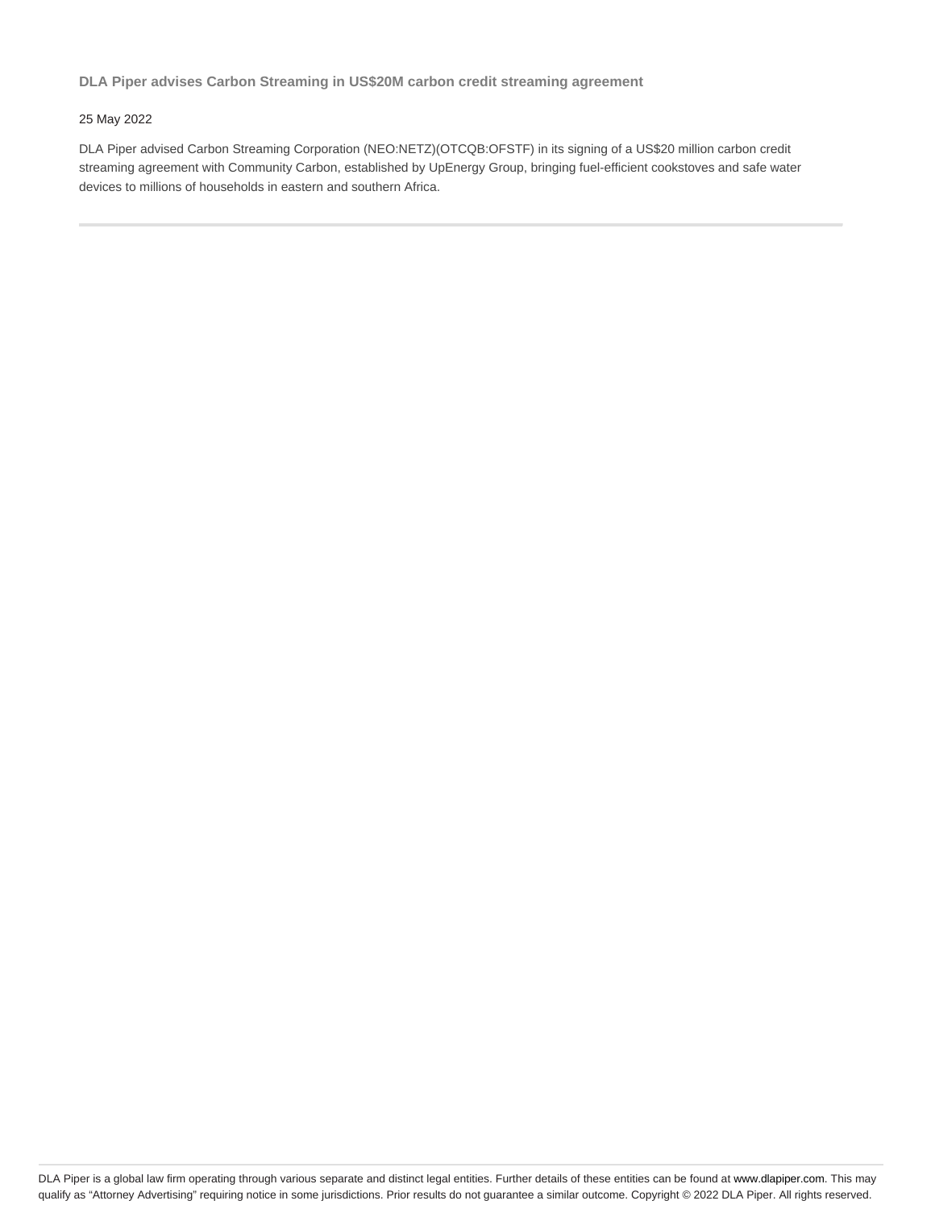**DLA Piper advises Carbon Streaming in US$20M carbon credit streaming agreement**

25 May 2022

DLA Piper advised Carbon Streaming Corporation (NEO:NETZ)(OTCQB:OFSTF) in its signing of a US$20 million carbon credit streaming agreement with Community Carbon, established by UpEnergy Group, bringing fuel-efficient cookstoves and safe water devices to millions of households in eastern and southern Africa.